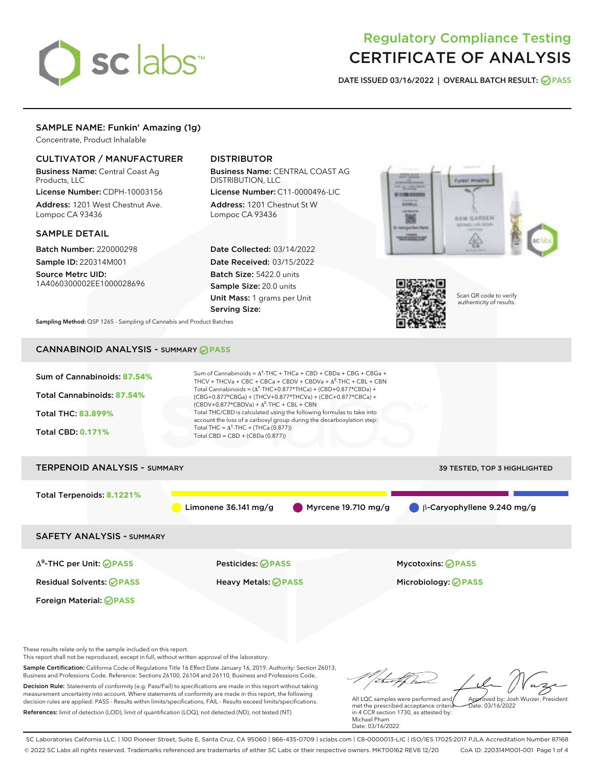# Regulatory Compliance Testing
# CERTIFICATE OF ANALYSIS

**DATE ISSUED 03/16/2022 | OVERALL BATCH RESULT: PASS**

## SAMPLE NAME: Funkin' Amazing (1g)

Concentrate, Product Inhalable

### CULTIVATOR / MANUFACTURER

**Business Name:** Central Coast Ag Products, LLC

**License Number:** CDPH-10003156

**Address:** 1201 West Chestnut Ave. Lompoc CA 93436

### DISTRIBUTOR

**Business Name:** CENTRAL COAST AG DISTRIBUTION, LLC

**License Number:** C11-0000496-LIC

**Address:** 1201 Chestnut St W Lompoc CA 93436

### SAMPLE DETAIL

**Batch Number:** 220000298

**Sample ID:** 220314M001

**Source Metrc UID:** 1A4060300002EE1000028696

**Date Collected:** 03/14/2022

**Date Received:** 03/15/2022

**Batch Size:** 5422.0 units

**Sample Size:** 20.0 units

**Unit Mass:** 1 grams per Unit

**Serving Size:**

Scan QR code to verify authenticity of results.

**Sampling Method:** QSP 1265 - Sampling of Cannabis and Product Batches

## CANNABINOID ANALYSIS - SUMMARY PASS

**Sum of Cannabinoids:** 87.54%

**Total Cannabinoids:** 87.54%

**Total THC:** 83.899%

**Total CBD:** 0.171%

Sum of Cannabinoids = $\Delta^9$-THC + THCa + CBD + CBDa + CBG + CBGa + THCV + THCVa + CBC + CBCa + CBDV + CBDVa + $\Delta^8$-THC + CBL + CBN

Total Cannabinoids = ($\Delta^9$-THC+0.877*THCa) + (CBD+0.877*CBDa) + (CBG+0.877*CBGa) + (THCV+0.877*THCVa) + (CBC+0.877*CBCa) + (CBDV+0.877*CBDVa) + $\Delta^8$-THC + CBL + CBN

Total THC/CBD is calculated using the following formulas to take into account the loss of a carboxyl group during the decarboxylation step:

Total THC = $\Delta^9$-THC + (THCa (0.877))

Total CBD = CBD + (CBDa (0.877))

## TERPENOID ANALYSIS - SUMMARY

39 TESTED, TOP 3 HIGHLIGHTED

**Total Terpenoids:** 8.1221%

Limonene 36.141 mg/g | Myrcene 19.710 mg/g | β-Caryophyllene 9.240 mg/g

## SAFETY ANALYSIS - SUMMARY

| | | |
|---|---|---|
| $\Delta^9$-THC per Unit: PASS | Pesticides: PASS | Mycotoxins: PASS |
| Residual Solvents: PASS | Heavy Metals: PASS | Microbiology: PASS |
| Foreign Material: PASS | | |

These results relate only to the sample included on this report.
This report shall not be reproduced, except in full, without written approval of the laboratory.

**Sample Certification:** California Code of Regulations Title 16 Effect Date January 16, 2019. Authority: Section 26013, Business and Professions Code. Reference: Sections 26100, 26104 and 26110, Business and Professions Code.

**Decision Rule:** Statements of conformity (e.g. Pass/Fail) to specifications are made in this report without taking measurement uncertainty into account. Where statements of conformity are made in this report, the following decision rules are applied: PASS - Results within limits/specifications, FAIL - Results exceed limits/specifications.

**References:** limit of detection (LOD), limit of quantification (LOQ), not detected (ND), not tested (NT)

All LQC samples were performed and met the prescribed acceptance criteria in 4 CCR section 1730, as attested by: Michael Pham
Date: 03/16/2022

Approved by: Josh Wurzer, President
Date: 03/16/2022

SC Laboratories California LLC. | 100 Pioneer Street, Suite E, Santa Cruz, CA 95060 | 866-435-0709 | sclabs.com | C8-0000013-LIC | ISO/IES 17025:2017 PJLA Accreditation Number 87168
© 2022 SC Labs all rights reserved. Trademarks referenced are trademarks of either SC Labs or their respective owners. MKT00162 REV6 12/20 CoA ID: 220314M001-001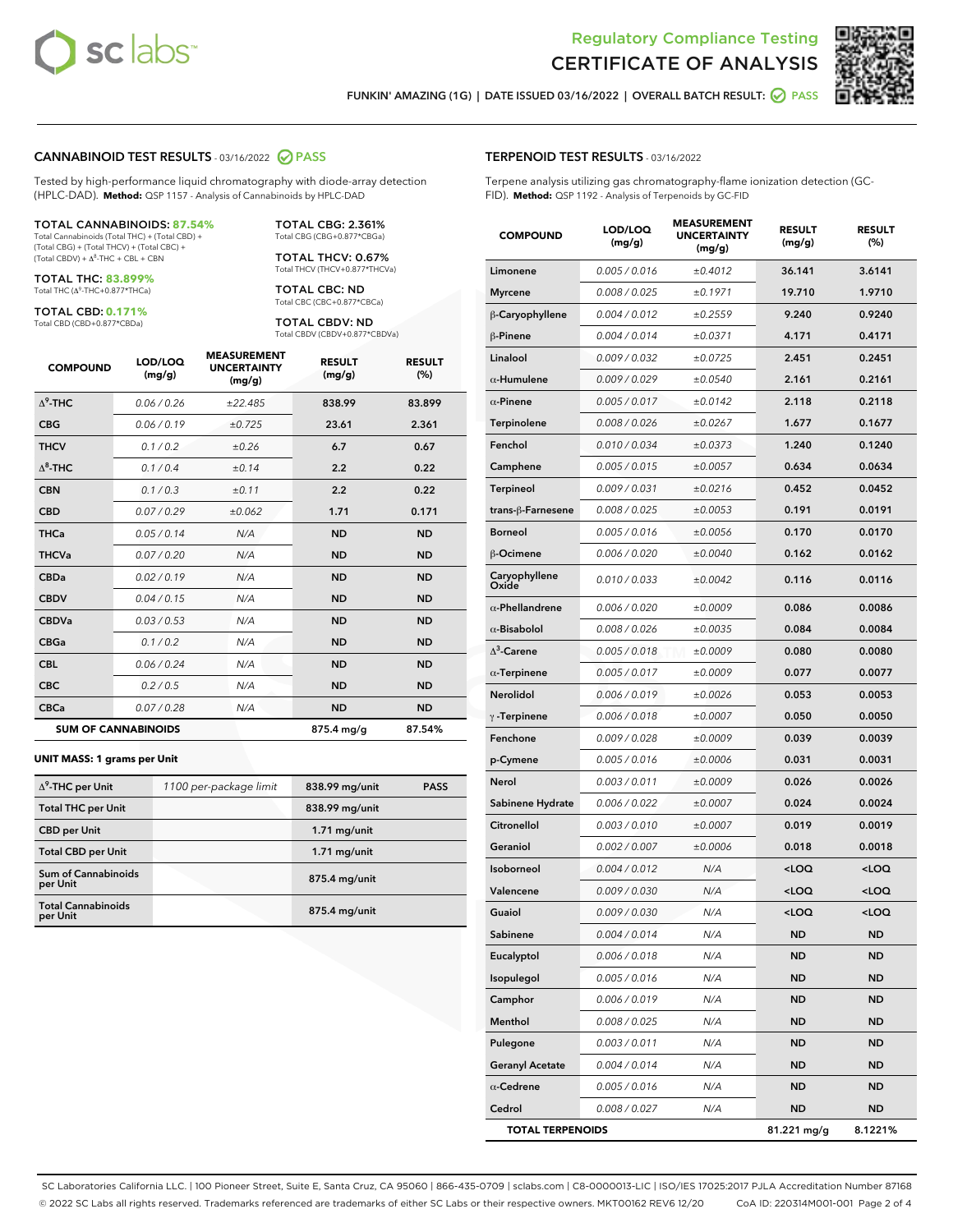# Regulatory Compliance Testing
# CERTIFICATE OF ANALYSIS

FUNKIN' AMAZING (1G) | DATE ISSUED 03/16/2022 | OVERALL BATCH RESULT: PASS

## CANNABINOID TEST RESULTS - 03/16/2022 PASS

Tested by high-performance liquid chromatography with diode-array detection (HPLC-DAD). **Method:** QSP 1157 - Analysis of Cannabinoids by HPLC-DAD

**TOTAL CANNABINOIDS: 87.54%**
Total Cannabinoids (Total THC) + (Total CBD) + (Total CBG) + (Total THCV) + (Total CBC) + (Total CBDV) + $\Delta^8$-THC + CBL + CBN

**TOTAL THC: 83.899%**
Total THC ($\Delta^9$-THC+0.877*THCa)

**TOTAL CBD: 0.171%**
Total CBD (CBD+0.877*CBDa)

**TOTAL CBG: 2.361%**
Total CBG (CBG+0.877*CBGa)

**TOTAL THCV: 0.67%**
Total THCV (THCV+0.877*THCVa)

**TOTAL CBC: ND**
Total CBC (CBC+0.877*CBCa)

**TOTAL CBDV: ND**
Total CBDV (CBDV+0.877*CBDVa)

| COMPOUND | LOD/LOQ (mg/g) | MEASUREMENT UNCERTAINTY (mg/g) | RESULT (mg/g) | RESULT (%) |
|---|---|---|---|---|
| $\Delta^9$-THC | 0.06 / 0.26 | ±22.485 | 838.99 | 83.899 |
| CBG | 0.06 / 0.19 | ±0.725 | 23.61 | 2.361 |
| THCV | 0.1 / 0.2 | ±0.26 | 6.7 | 0.67 |
| $\Delta^8$-THC | 0.1 / 0.4 | ±0.14 | 2.2 | 0.22 |
| CBN | 0.1 / 0.3 | ±0.11 | 2.2 | 0.22 |
| CBD | 0.07 / 0.29 | ±0.062 | 1.71 | 0.171 |
| THCa | 0.05 / 0.14 | N/A | ND | ND |
| THCVa | 0.07 / 0.20 | N/A | ND | ND |
| CBDa | 0.02 / 0.19 | N/A | ND | ND |
| CBDV | 0.04 / 0.15 | N/A | ND | ND |
| CBDVa | 0.03 / 0.53 | N/A | ND | ND |
| CBGa | 0.1 / 0.2 | N/A | ND | ND |
| CBL | 0.06 / 0.24 | N/A | ND | ND |
| CBC | 0.2 / 0.5 | N/A | ND | ND |
| CBCa | 0.07 / 0.28 | N/A | ND | ND |
| **SUM OF CANNABINOIDS** | | | 875.4 mg/g | 87.54% |

**UNIT MASS: 1 grams per Unit**

| | | | |
|---|---|---|---|
| $\Delta^9$-THC per Unit | 1100 per-package limit | 838.99 mg/unit | PASS |
| Total THC per Unit | | 838.99 mg/unit | |
| CBD per Unit | | 1.71 mg/unit | |
| Total CBD per Unit | | 1.71 mg/unit | |
| Sum of Cannabinoids per Unit | | 875.4 mg/unit | |
| Total Cannabinoids per Unit | | 875.4 mg/unit | |

## TERPENOID TEST RESULTS - 03/16/2022

Terpene analysis utilizing gas chromatography-flame ionization detection (GC-FID). **Method:** QSP 1192 - Analysis of Terpenoids by GC-FID

| COMPOUND | LOD/LOQ (mg/g) | MEASUREMENT UNCERTAINTY (mg/g) | RESULT (mg/g) | RESULT (%) |
|---|---|---|---|---|
| Limonene | 0.005 / 0.016 | ±0.4012 | 36.141 | 3.6141 |
| Myrcene | 0.008 / 0.025 | ±0.1971 | 19.710 | 1.9710 |
| β-Caryophyllene | 0.004 / 0.012 | ±0.2559 | 9.240 | 0.9240 |
| β-Pinene | 0.004 / 0.014 | ±0.0371 | 4.171 | 0.4171 |
| Linalool | 0.009 / 0.032 | ±0.0725 | 2.451 | 0.2451 |
| α-Humulene | 0.009 / 0.029 | ±0.0540 | 2.161 | 0.2161 |
| α-Pinene | 0.005 / 0.017 | ±0.0142 | 2.118 | 0.2118 |
| Terpinolene | 0.008 / 0.026 | ±0.0267 | 1.677 | 0.1677 |
| Fenchol | 0.010 / 0.034 | ±0.0373 | 1.240 | 0.1240 |
| Camphene | 0.005 / 0.015 | ±0.0057 | 0.634 | 0.0634 |
| Terpineol | 0.009 / 0.031 | ±0.0216 | 0.452 | 0.0452 |
| trans-β-Farnesene | 0.008 / 0.025 | ±0.0053 | 0.191 | 0.0191 |
| Borneol | 0.005 / 0.016 | ±0.0056 | 0.170 | 0.0170 |
| β-Ocimene | 0.006 / 0.020 | ±0.0040 | 0.162 | 0.0162 |
| Caryophyllene Oxide | 0.010 / 0.033 | ±0.0042 | 0.116 | 0.0116 |
| α-Phellandrene | 0.006 / 0.020 | ±0.0009 | 0.086 | 0.0086 |
| α-Bisabolol | 0.008 / 0.026 | ±0.0035 | 0.084 | 0.0084 |
| $\Delta^3$-Carene | 0.005 / 0.018 | ±0.0009 | 0.080 | 0.0080 |
| α-Terpinene | 0.005 / 0.017 | ±0.0009 | 0.077 | 0.0077 |
| Nerolidol | 0.006 / 0.019 | ±0.0026 | 0.053 | 0.0053 |
| γ-Terpinene | 0.006 / 0.018 | ±0.0007 | 0.050 | 0.0050 |
| Fenchone | 0.009 / 0.028 | ±0.0009 | 0.039 | 0.0039 |
| p-Cymene | 0.005 / 0.016 | ±0.0006 | 0.031 | 0.0031 |
| Nerol | 0.003 / 0.011 | ±0.0009 | 0.026 | 0.0026 |
| Sabinene Hydrate | 0.006 / 0.022 | ±0.0007 | 0.024 | 0.0024 |
| Citronellol | 0.003 / 0.010 | ±0.0007 | 0.019 | 0.0019 |
| Geraniol | 0.002 / 0.007 | ±0.0006 | 0.018 | 0.0018 |
| Isoborneol | 0.004 / 0.012 | N/A | <LOQ | <LOQ |
| Valencene | 0.009 / 0.030 | N/A | <LOQ | <LOQ |
| Guaiol | 0.009 / 0.030 | N/A | <LOQ | <LOQ |
| Sabinene | 0.004 / 0.014 | N/A | ND | ND |
| Eucalyptol | 0.006 / 0.018 | N/A | ND | ND |
| Isopulegol | 0.005 / 0.016 | N/A | ND | ND |
| Camphor | 0.006 / 0.019 | N/A | ND | ND |
| Menthol | 0.008 / 0.025 | N/A | ND | ND |
| Pulegone | 0.003 / 0.011 | N/A | ND | ND |
| Geranyl Acetate | 0.004 / 0.014 | N/A | ND | ND |
| α-Cedrene | 0.005 / 0.016 | N/A | ND | ND |
| Cedrol | 0.008 / 0.027 | N/A | ND | ND |
| **TOTAL TERPENOIDS** | | | 81.221 mg/g | 8.1221% |

SC Laboratories California LLC. | 100 Pioneer Street, Suite E, Santa Cruz, CA 95060 | 866-435-0709 | sclabs.com | C8-0000013-LIC | ISO/IES 17025:2017 PJLA Accreditation Number 87168
© 2022 SC Labs all rights reserved. Trademarks referenced are trademarks of either SC Labs or their respective owners. MKT00162 REV6 12/20 CoA ID: 220314M001-001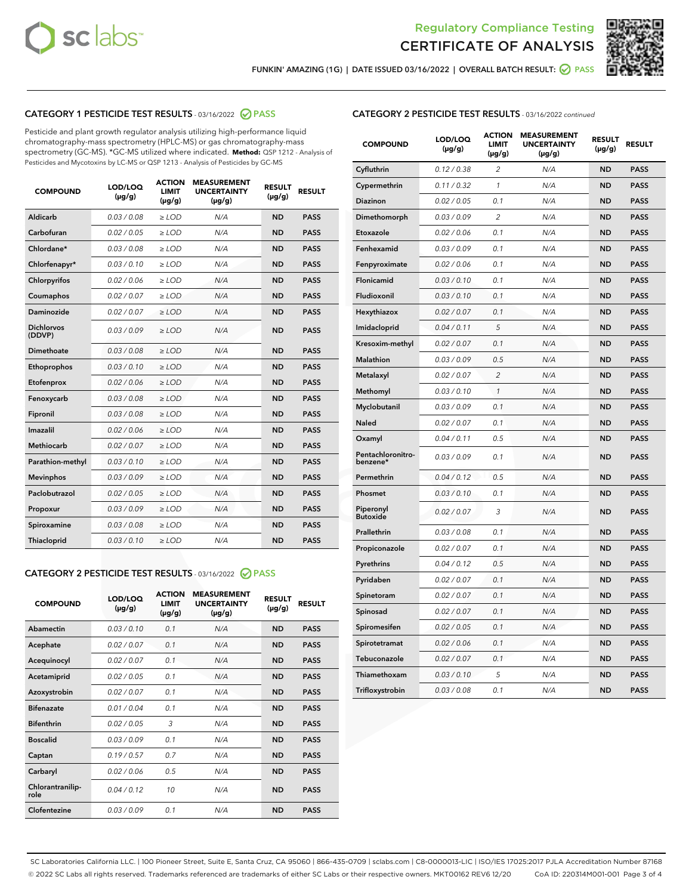Regulatory Compliance Testing
# CERTIFICATE OF ANALYSIS

FUNKIN' AMAZING (1G) | DATE ISSUED 03/16/2022 | OVERALL BATCH RESULT: PASS

## CATEGORY 1 PESTICIDE TEST RESULTS - 03/16/2022 PASS

Pesticide and plant growth regulator analysis utilizing high-performance liquid chromatography-mass spectrometry (HPLC-MS) or gas chromatography-mass spectrometry (GC-MS). *GC-MS utilized where indicated. **Method:** QSP 1212 - Analysis of Pesticides and Mycotoxins by LC-MS or QSP 1213 - Analysis of Pesticides by GC-MS

| COMPOUND | LOD/LOQ (µg/g) | ACTION LIMIT (µg/g) | MEASUREMENT UNCERTAINTY (µg/g) | RESULT (µg/g) | RESULT |
|---|---|---|---|---|---|
| Aldicarb | 0.03 / 0.08 | ≥ LOD | N/A | ND | PASS |
| Carbofuran | 0.02 / 0.05 | ≥ LOD | N/A | ND | PASS |
| Chlordane* | 0.03 / 0.08 | ≥ LOD | N/A | ND | PASS |
| Chlorfenapyr* | 0.03 / 0.10 | ≥ LOD | N/A | ND | PASS |
| Chlorpyrifos | 0.02 / 0.06 | ≥ LOD | N/A | ND | PASS |
| Coumaphos | 0.02 / 0.07 | ≥ LOD | N/A | ND | PASS |
| Daminozide | 0.02 / 0.07 | ≥ LOD | N/A | ND | PASS |
| Dichlorvos (DDVP) | 0.03 / 0.09 | ≥ LOD | N/A | ND | PASS |
| Dimethoate | 0.03 / 0.08 | ≥ LOD | N/A | ND | PASS |
| Ethoprophos | 0.03 / 0.10 | ≥ LOD | N/A | ND | PASS |
| Etofenprox | 0.02 / 0.06 | ≥ LOD | N/A | ND | PASS |
| Fenoxycarb | 0.03 / 0.08 | ≥ LOD | N/A | ND | PASS |
| Fipronil | 0.03 / 0.08 | ≥ LOD | N/A | ND | PASS |
| Imazalil | 0.02 / 0.06 | ≥ LOD | N/A | ND | PASS |
| Methiocarb | 0.02 / 0.07 | ≥ LOD | N/A | ND | PASS |
| Parathion-methyl | 0.03 / 0.10 | ≥ LOD | N/A | ND | PASS |
| Mevinphos | 0.03 / 0.09 | ≥ LOD | N/A | ND | PASS |
| Paclobutrazol | 0.02 / 0.05 | ≥ LOD | N/A | ND | PASS |
| Propoxur | 0.03 / 0.09 | ≥ LOD | N/A | ND | PASS |
| Spiroxamine | 0.03 / 0.08 | ≥ LOD | N/A | ND | PASS |
| Thiacloprid | 0.03 / 0.10 | ≥ LOD | N/A | ND | PASS |

## CATEGORY 2 PESTICIDE TEST RESULTS - 03/16/2022 PASS

| COMPOUND | LOD/LOQ (µg/g) | ACTION LIMIT (µg/g) | MEASUREMENT UNCERTAINTY (µg/g) | RESULT (µg/g) | RESULT |
|---|---|---|---|---|---|
| Abamectin | 0.03 / 0.10 | 0.1 | N/A | ND | PASS |
| Acephate | 0.02 / 0.07 | 0.1 | N/A | ND | PASS |
| Acequinocyl | 0.02 / 0.07 | 0.1 | N/A | ND | PASS |
| Acetamiprid | 0.02 / 0.05 | 0.1 | N/A | ND | PASS |
| Azoxystrobin | 0.02 / 0.07 | 0.1 | N/A | ND | PASS |
| Bifenazate | 0.01 / 0.04 | 0.1 | N/A | ND | PASS |
| Bifenthrin | 0.02 / 0.05 | 3 | N/A | ND | PASS |
| Boscalid | 0.03 / 0.09 | 0.1 | N/A | ND | PASS |
| Captan | 0.19 / 0.57 | 0.7 | N/A | ND | PASS |
| Carbaryl | 0.02 / 0.06 | 0.5 | N/A | ND | PASS |
| Chlorantraniliprole | 0.04 / 0.12 | 10 | N/A | ND | PASS |
| Clofentezine | 0.03 / 0.09 | 0.1 | N/A | ND | PASS |
| Cyfluthrin | 0.12 / 0.38 | 2 | N/A | ND | PASS |
| Cypermethrin | 0.11 / 0.32 | 1 | N/A | ND | PASS |
| Diazinon | 0.02 / 0.05 | 0.1 | N/A | ND | PASS |
| Dimethomorph | 0.03 / 0.09 | 2 | N/A | ND | PASS |
| Etoxazole | 0.02 / 0.06 | 0.1 | N/A | ND | PASS |
| Fenhexamid | 0.03 / 0.09 | 0.1 | N/A | ND | PASS |
| Fenpyroximate | 0.02 / 0.06 | 0.1 | N/A | ND | PASS |
| Flonicamid | 0.03 / 0.10 | 0.1 | N/A | ND | PASS |
| Fludioxonil | 0.03 / 0.10 | 0.1 | N/A | ND | PASS |
| Hexythiazox | 0.02 / 0.07 | 0.1 | N/A | ND | PASS |
| Imidacloprid | 0.04 / 0.11 | 5 | N/A | ND | PASS |
| Kresoxim-methyl | 0.02 / 0.07 | 0.1 | N/A | ND | PASS |
| Malathion | 0.03 / 0.09 | 0.5 | N/A | ND | PASS |
| Metalaxyl | 0.02 / 0.07 | 2 | N/A | ND | PASS |
| Methomyl | 0.03 / 0.10 | 1 | N/A | ND | PASS |
| Myclobutanil | 0.03 / 0.09 | 0.1 | N/A | ND | PASS |
| Naled | 0.02 / 0.07 | 0.1 | N/A | ND | PASS |
| Oxamyl | 0.04 / 0.11 | 0.5 | N/A | ND | PASS |
| Pentachloronitrobenzene* | 0.03 / 0.09 | 0.1 | N/A | ND | PASS |
| Permethrin | 0.04 / 0.12 | 0.5 | N/A | ND | PASS |
| Phosmet | 0.03 / 0.10 | 0.1 | N/A | ND | PASS |
| Piperonyl Butoxide | 0.02 / 0.07 | 3 | N/A | ND | PASS |
| Prallethrin | 0.03 / 0.08 | 0.1 | N/A | ND | PASS |
| Propiconazole | 0.02 / 0.07 | 0.1 | N/A | ND | PASS |
| Pyrethrins | 0.04 / 0.12 | 0.5 | N/A | ND | PASS |
| Pyridaben | 0.02 / 0.07 | 0.1 | N/A | ND | PASS |
| Spinetoram | 0.02 / 0.07 | 0.1 | N/A | ND | PASS |
| Spinosad | 0.02 / 0.07 | 0.1 | N/A | ND | PASS |
| Spiromesifen | 0.02 / 0.05 | 0.1 | N/A | ND | PASS |
| Spirotetramat | 0.02 / 0.06 | 0.1 | N/A | ND | PASS |
| Tebuconazole | 0.02 / 0.07 | 0.1 | N/A | ND | PASS |
| Thiamethoxam | 0.03 / 0.10 | 5 | N/A | ND | PASS |
| Trifloxystrobin | 0.03 / 0.08 | 0.1 | N/A | ND | PASS |

SC Laboratories California LLC. | 100 Pioneer Street, Suite E, Santa Cruz, CA 95060 | 866-435-0709 | sclabs.com | C8-0000013-LIC | ISO/IES 17025:2017 PJLA Accreditation Number 87168
© 2022 SC Labs all rights reserved. Trademarks referenced are trademarks of either SC Labs or their respective owners. MKT00162 REV6 12/20 CoA ID: 220314M001-001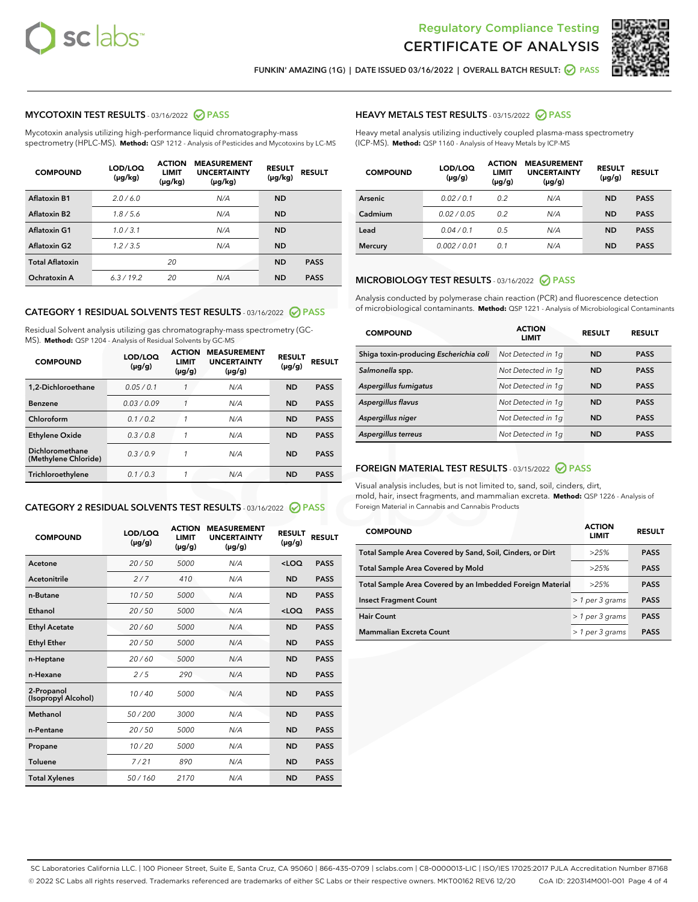Regulatory Compliance Testing

# CERTIFICATE OF ANALYSIS

FUNKIN' AMAZING (1G) | DATE ISSUED 03/16/2022 | OVERALL BATCH RESULT: PASS

## MYCOTOXIN TEST RESULTS - 03/16/2022 PASS

Mycotoxin analysis utilizing high-performance liquid chromatography-mass spectrometry (HPLC-MS). **Method:** QSP 1212 - Analysis of Pesticides and Mycotoxins by LC-MS

| COMPOUND | LOD/LOQ (µg/kg) | ACTION LIMIT (µg/kg) | MEASUREMENT UNCERTAINTY (µg/kg) | RESULT (µg/kg) | RESULT |
|---|---|---|---|---|---|
| Aflatoxin B1 | 2.0 / 6.0 | | N/A | ND | |
| Aflatoxin B2 | 1.8 / 5.6 | | N/A | ND | |
| Aflatoxin G1 | 1.0 / 3.1 | | N/A | ND | |
| Aflatoxin G2 | 1.2 / 3.5 | | N/A | ND | |
| Total Aflatoxin | | 20 | | ND | PASS |
| Ochratoxin A | 6.3 / 19.2 | 20 | N/A | ND | PASS |

## CATEGORY 1 RESIDUAL SOLVENTS TEST RESULTS - 03/16/2022 PASS

Residual Solvent analysis utilizing gas chromatography-mass spectrometry (GC-MS). **Method:** QSP 1204 - Analysis of Residual Solvents by GC-MS

| COMPOUND | LOD/LOQ (µg/g) | ACTION LIMIT (µg/g) | MEASUREMENT UNCERTAINTY (µg/g) | RESULT (µg/g) | RESULT |
|---|---|---|---|---|---|
| 1,2-Dichloroethane | 0.05 / 0.1 | 1 | N/A | ND | PASS |
| Benzene | 0.03 / 0.09 | 1 | N/A | ND | PASS |
| Chloroform | 0.1 / 0.2 | 1 | N/A | ND | PASS |
| Ethylene Oxide | 0.3 / 0.8 | 1 | N/A | ND | PASS |
| Dichloromethane (Methylene Chloride) | 0.3 / 0.9 | 1 | N/A | ND | PASS |
| Trichloroethylene | 0.1 / 0.3 | 1 | N/A | ND | PASS |

## CATEGORY 2 RESIDUAL SOLVENTS TEST RESULTS - 03/16/2022 PASS

| COMPOUND | LOD/LOQ (µg/g) | ACTION LIMIT (µg/g) | MEASUREMENT UNCERTAINTY (µg/g) | RESULT (µg/g) | RESULT |
|---|---|---|---|---|---|
| Acetone | 20 / 50 | 5000 | N/A | <LOQ | PASS |
| Acetonitrile | 2 / 7 | 410 | N/A | ND | PASS |
| n-Butane | 10 / 50 | 5000 | N/A | ND | PASS |
| Ethanol | 20 / 50 | 5000 | N/A | <LOQ | PASS |
| Ethyl Acetate | 20 / 60 | 5000 | N/A | ND | PASS |
| Ethyl Ether | 20 / 50 | 5000 | N/A | ND | PASS |
| n-Heptane | 20 / 60 | 5000 | N/A | ND | PASS |
| n-Hexane | 2 / 5 | 290 | N/A | ND | PASS |
| 2-Propanol (Isopropyl Alcohol) | 10 / 40 | 5000 | N/A | ND | PASS |
| Methanol | 50 / 200 | 3000 | N/A | ND | PASS |
| n-Pentane | 20 / 50 | 5000 | N/A | ND | PASS |
| Propane | 10 / 20 | 5000 | N/A | ND | PASS |
| Toluene | 7 / 21 | 890 | N/A | ND | PASS |
| Total Xylenes | 50 / 160 | 2170 | N/A | ND | PASS |

## HEAVY METALS TEST RESULTS - 03/15/2022 PASS

Heavy metal analysis utilizing inductively coupled plasma-mass spectrometry (ICP-MS). **Method:** QSP 1160 - Analysis of Heavy Metals by ICP-MS

| COMPOUND | LOD/LOQ (µg/g) | ACTION LIMIT (µg/g) | MEASUREMENT UNCERTAINTY (µg/g) | RESULT (µg/g) | RESULT |
|---|---|---|---|---|---|
| Arsenic | 0.02 / 0.1 | 0.2 | N/A | ND | PASS |
| Cadmium | 0.02 / 0.05 | 0.2 | N/A | ND | PASS |
| Lead | 0.04 / 0.1 | 0.5 | N/A | ND | PASS |
| Mercury | 0.002 / 0.01 | 0.1 | N/A | ND | PASS |

## MICROBIOLOGY TEST RESULTS - 03/16/2022 PASS

Analysis conducted by polymerase chain reaction (PCR) and fluorescence detection of microbiological contaminants. **Method:** QSP 1221 - Analysis of Microbiological Contaminants

| COMPOUND | ACTION LIMIT | RESULT | RESULT |
|---|---|---|---|
| Shiga toxin-producing *Escherichia coli* | Not Detected in 1g | ND | PASS |
| *Salmonella* spp. | Not Detected in 1g | ND | PASS |
| *Aspergillus fumigatus* | Not Detected in 1g | ND | PASS |
| *Aspergillus flavus* | Not Detected in 1g | ND | PASS |
| *Aspergillus niger* | Not Detected in 1g | ND | PASS |
| *Aspergillus terreus* | Not Detected in 1g | ND | PASS |

## FOREIGN MATERIAL TEST RESULTS - 03/15/2022 PASS

Visual analysis includes, but is not limited to, sand, soil, cinders, dirt, mold, hair, insect fragments, and mammalian excreta. **Method:** QSP 1226 - Analysis of Foreign Material in Cannabis and Cannabis Products

| COMPOUND | ACTION LIMIT | RESULT |
|---|---|---|
| Total Sample Area Covered by Sand, Soil, Cinders, or Dirt | >25% | PASS |
| Total Sample Area Covered by Mold | >25% | PASS |
| Total Sample Area Covered by an Imbedded Foreign Material | >25% | PASS |
| Insect Fragment Count | > 1 per 3 grams | PASS |
| Hair Count | > 1 per 3 grams | PASS |
| Mammalian Excreta Count | > 1 per 3 grams | PASS |

SC Laboratories California LLC. | 100 Pioneer Street, Suite E, Santa Cruz, CA 95060 | 866-435-0709 | sclabs.com | C8-0000013-LIC | ISO/IES 17025:2017 PJLA Accreditation Number 87168
© 2022 SC Labs all rights reserved. Trademarks referenced are trademarks of either SC Labs or their respective owners. MKT00162 REV6 12/20 CoA ID: 220314M001-001